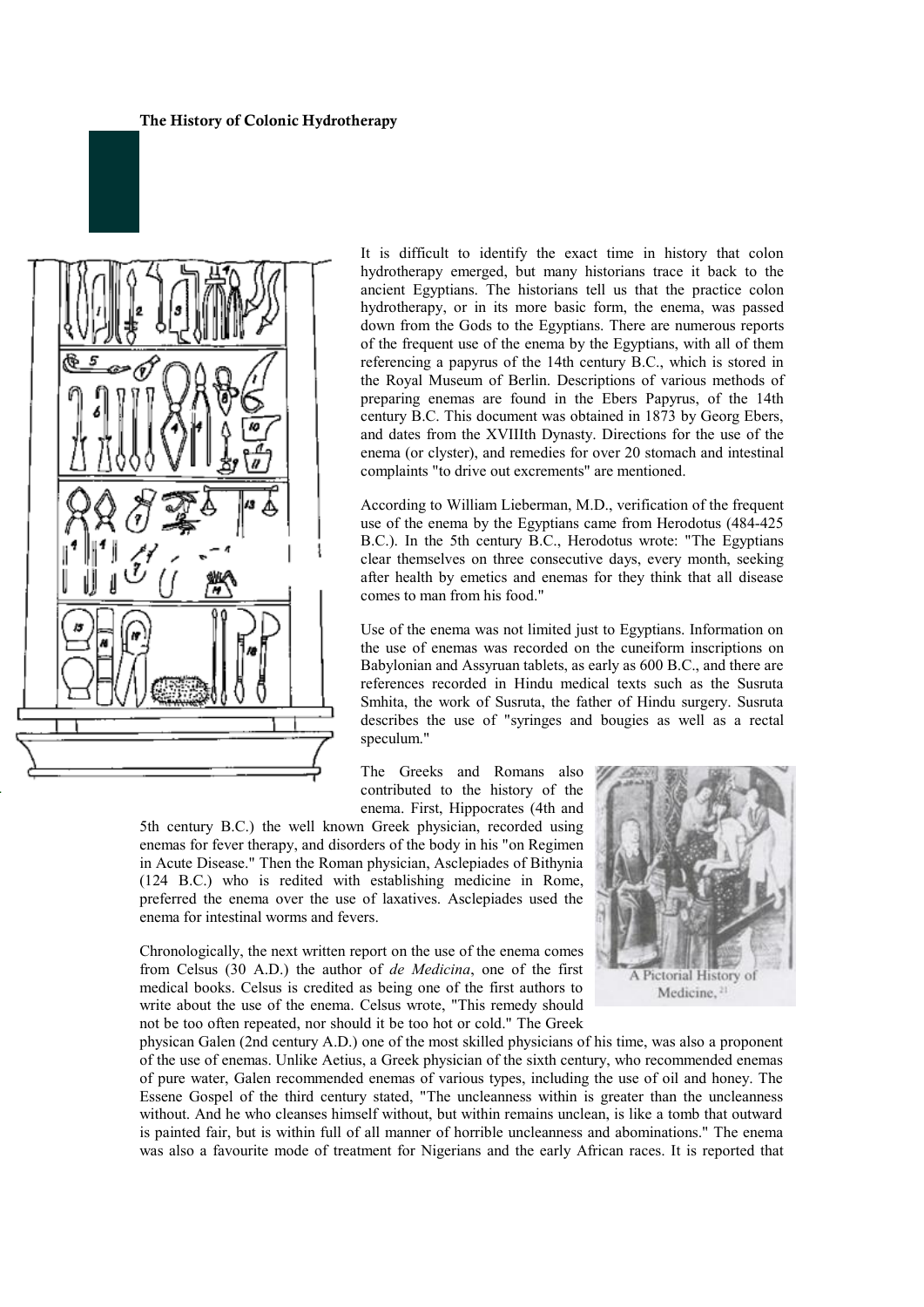# The History of Colonic Hydrotherapy

It is difficult to identify the exact time in history that colon hydrotherapy emerged, but many historians trace it back to the ancient Egyptians. The historians tell us that the practice colon hydrotherapy, or in its more basic form, the enema, was passed down from the Gods to the Egyptians. There are numerous reports of the frequent use of the enema by the Egyptians, with all of them referencing a papyrus of the 14th century B.C., which is stored in the Royal Museum of Berlin. Descriptions of various methods of preparing enemas are found in the Ebers Papyrus, of the 14th century B.C. This document was obtained in 1873 by Georg Ebers, and dates from the XVIIIth Dynasty. Directions for the use of the enema (or clyster), and remedies for over 20 stomach and intestinal complaints "to drive out excrements" are mentioned.

According to William Lieberman, M.D., verification of the frequent use of the enema by the Egyptians came from Herodotus (484-425 B.C.). In the 5th century B.C., Herodotus wrote: "The Egyptians clear themselves on three consecutive days, every month, seeking after health by emetics and enemas for they think that all disease comes to man from his food."

Use of the enema was not limited just to Egyptians. Information on the use of enemas was recorded on the cuneiform inscriptions on Babylonian and Assyruan tablets, as early as 600 B.C., and there are references recorded in Hindu medical texts such as the Susruta Smhita, the work of Susruta, the father of Hindu surgery. Susruta describes the use of "syringes and bougies as well as a rectal speculum."

The Greeks and Romans also contributed to the history of the enema. First, Hippocrates (4th and 5th century B.C.) the well known Greek physician, recorded using enemas for fever therapy, and disorders of the body in his "on Regimen in Acute Disease." Then the Roman physician, Asclepiades of Bithynia (124 B.C.) who is redited with establishing medicine in Rome, preferred the enema over the use of laxatives. Asclepiades used the enema for intestinal worms and fevers.

A Pictorial History of Medicine, [21]

Chronologically, the next written report on the use of the enema comes from Celsus (30 A.D.) the author of *de Medicina*, one of the first medical books. Celsus is credited as being one of the first authors to write about the use of the enema. Celsus wrote, "This remedy should not be too often repeated, nor should it be too hot or cold." The Greek physican Galen (2nd century A.D.) one of the most skilled physicians of his time, was also a proponent of the use of enemas. Unlike Aetius, a Greek physician of the sixth century, who recommended enemas of pure water, Galen recommended enemas of various types, including the use of oil and honey. The Essene Gospel of the third century stated, "The uncleanness within is greater than the uncleanness without. And he who cleanses himself without, but within remains unclean, is like a tomb that outward is painted fair, but is within full of all manner of horrible uncleanness and abominations." The enema was also a favourite mode of treatment for Nigerians and the early African races. It is reported that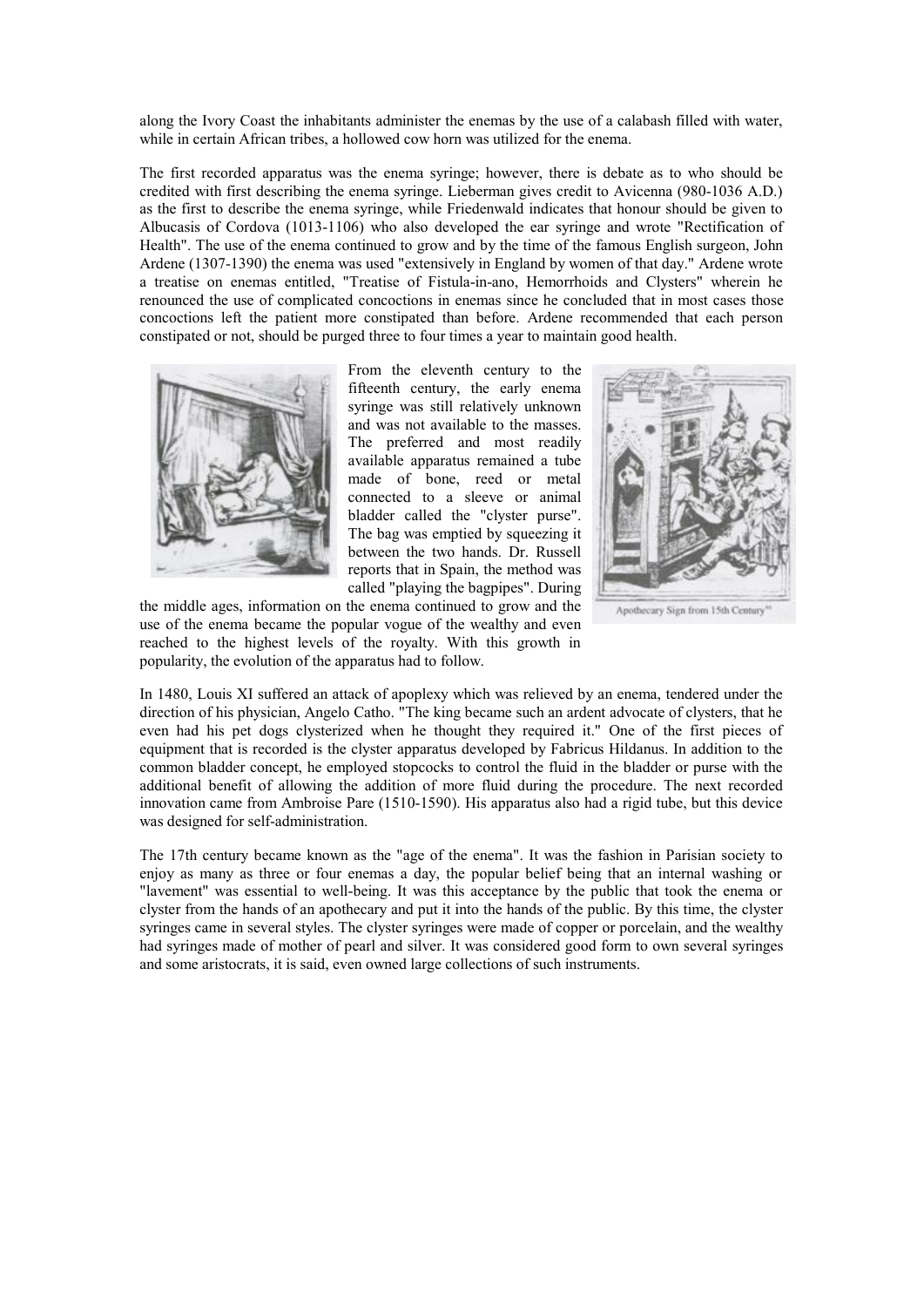along the Ivory Coast the inhabitants administer the enemas by the use of a calabash filled with water, while in certain African tribes, a hollowed cow horn was utilized for the enema.

The first recorded apparatus was the enema syringe; however, there is debate as to who should be credited with first describing the enema syringe. Lieberman gives credit to Avicenna (980-1036 A.D.) as the first to describe the enema syringe, while Friedenwald indicates that honour should be given to Albucasis of Cordova (1013-1106) who also developed the ear syringe and wrote "Rectification of Health". The use of the enema continued to grow and by the time of the famous English surgeon, John Ardene (1307-1390) the enema was used "extensively in England by women of that day." Ardene wrote a treatise on enemas entitled, "Treatise of Fistula-in-ano, Hemorrhoids and Clysters" wherein he renounced the use of complicated concoctions in enemas since he concluded that in most cases those concoctions left the patient more constipated than before. Ardene recommended that each person constipated or not, should be purged three to four times a year to maintain good health.

From the eleventh century to the fifteenth century, the early enema syringe was still relatively unknown and was not available to the masses. The preferred and most readily available apparatus remained a tube made of bone, reed or metal connected to a sleeve or animal bladder called the "clyster purse". The bag was emptied by squeezing it between the two hands. Dr. Russell reports that in Spain, the method was called "playing the bagpipes". During the middle ages, information on the enema continued to grow and the use of the enema became the popular vogue of the wealthy and even reached to the highest levels of the royalty. With this growth in popularity, the evolution of the apparatus had to follow.

Apothecary Sign from 15th Century[60]

In 1480, Louis XI suffered an attack of apoplexy which was relieved by an enema, tendered under the direction of his physician, Angelo Catho. "The king became such an ardent advocate of clysters, that he even had his pet dogs clysterized when he thought they required it." One of the first pieces of equipment that is recorded is the clyster apparatus developed by Fabricus Hildanus. In addition to the common bladder concept, he employed stopcocks to control the fluid in the bladder or purse with the additional benefit of allowing the addition of more fluid during the procedure. The next recorded innovation came from Ambroise Pare (1510-1590). His apparatus also had a rigid tube, but this device was designed for self-administration.

The 17th century became known as the "age of the enema". It was the fashion in Parisian society to enjoy as many as three or four enemas a day, the popular belief being that an internal washing or "lavement" was essential to well-being. It was this acceptance by the public that took the enema or clyster from the hands of an apothecary and put it into the hands of the public. By this time, the clyster syringes came in several styles. The clyster syringes were made of copper or porcelain, and the wealthy had syringes made of mother of pearl and silver. It was considered good form to own several syringes and some aristocrats, it is said, even owned large collections of such instruments.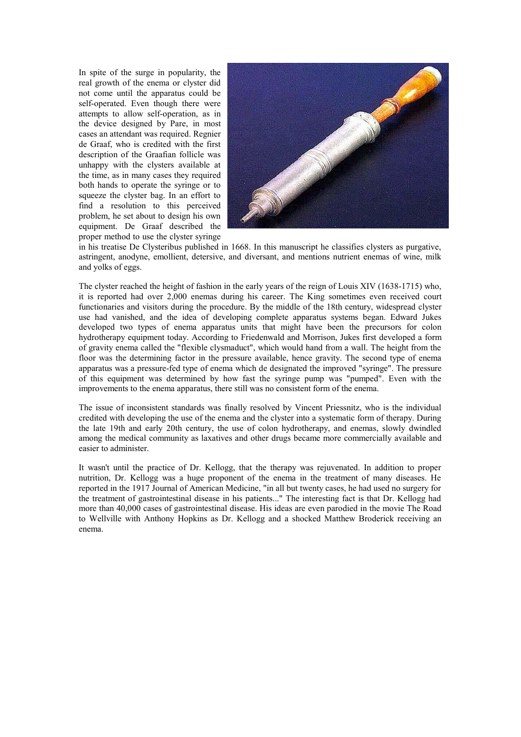In spite of the surge in popularity, the real growth of the enema or clyster did not come until the apparatus could be self-operated. Even though there were attempts to allow self-operation, as in the device designed by Pare, in most cases an attendant was required. Regnier de Graaf, who is credited with the first description of the Graafian follicle was unhappy with the clysters available at the time, as in many cases they required both hands to operate the syringe or to squeeze the clyster bag. In an effort to find a resolution to this perceived problem, he set about to design his own equipment. De Graaf described the proper method to use the clyster syringe in his treatise De Clysteribus published in 1668. In this manuscript he classifies clysters as purgative, astringent, anodyne, emollient, detersive, and diversant, and mentions nutrient enemas of wine, milk and yolks of eggs.

The clyster reached the height of fashion in the early years of the reign of Louis XIV (1638-1715) who, it is reported had over 2,000 enemas during his career. The King sometimes even received court functionaries and visitors during the procedure. By the middle of the 18th century, widespread clyster use had vanished, and the idea of developing complete apparatus systems began. Edward Jukes developed two types of enema apparatus units that might have been the precursors for colon hydrotherapy equipment today. According to Friedenwald and Morrison, Jukes first developed a form of gravity enema called the "flexible clysmaduct", which would hand from a wall. The height from the floor was the determining factor in the pressure available, hence gravity. The second type of enema apparatus was a pressure-fed type of enema which de designated the improved "syringe". The pressure of this equipment was determined by how fast the syringe pump was "pumped". Even with the improvements to the enema apparatus, there still was no consistent form of the enema.

The issue of inconsistent standards was finally resolved by Vincent Priessnitz, who is the individual credited with developing the use of the enema and the clyster into a systematic form of therapy. During the late 19th and early 20th century, the use of colon hydrotherapy, and enemas, slowly dwindled among the medical community as laxatives and other drugs became more commercially available and easier to administer.

It wasn't until the practice of Dr. Kellogg, that the therapy was rejuvenated. In addition to proper nutrition, Dr. Kellogg was a huge proponent of the enema in the treatment of many diseases. He reported in the 1917 Journal of American Medicine, "in all but twenty cases, he had used no surgery for the treatment of gastrointestinal disease in his patients..." The interesting fact is that Dr. Kellogg had more than 40,000 cases of gastrointestinal disease. His ideas are even parodied in the movie The Road to Wellville with Anthony Hopkins as Dr. Kellogg and a shocked Matthew Broderick receiving an enema.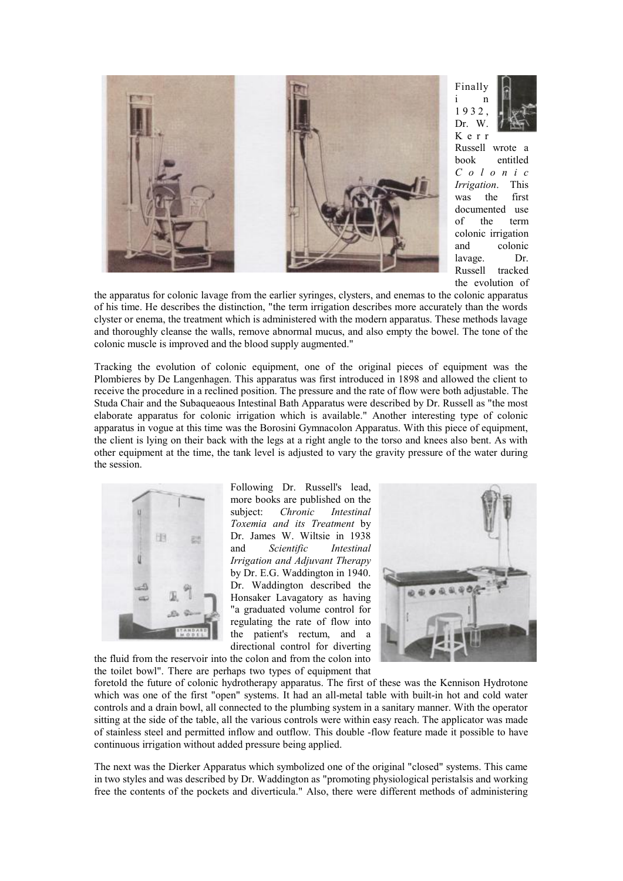Finally in 1932, Dr. W. Kerr Russell wrote a book entitled *Colonic Irrigation*. This was the first documented use of the term colonic irrigation and colonic lavage. Dr. Russell tracked the evolution of the apparatus for colonic lavage from the earlier syringes, clysters, and enemas to the colonic apparatus of his time. He describes the distinction, "the term irrigation describes more accurately than the words clyster or enema, the treatment which is administered with the modern apparatus. These methods lavage and thoroughly cleanse the walls, remove abnormal mucus, and also empty the bowel. The tone of the colonic muscle is improved and the blood supply augmented."

Tracking the evolution of colonic equipment, one of the original pieces of equipment was the Plombieres by De Langenhagen. This apparatus was first introduced in 1898 and allowed the client to receive the procedure in a reclined position. The pressure and the rate of flow were both adjustable. The Studa Chair and the Subaqueaous Intestinal Bath Apparatus were described by Dr. Russell as "the most elaborate apparatus for colonic irrigation which is available." Another interesting type of colonic apparatus in vogue at this time was the Borosini Gymnacolon Apparatus. With this piece of equipment, the client is lying on their back with the legs at a right angle to the torso and knees also bent. As with other equipment at the time, the tank level is adjusted to vary the gravity pressure of the water during the session.

Following Dr. Russell's lead, more books are published on the subject: *Chronic Intestinal Toxemia and its Treatment* by Dr. James W. Wiltsie in 1938 and *Scientific Intestinal Irrigation and Adjuvant Therapy* by Dr. E.G. Waddington in 1940. Dr. Waddington described the Honsaker Lavagatory as having "a graduated volume control for regulating the rate of flow into the patient's rectum, and a directional control for diverting the fluid from the reservoir into the colon and from the colon into the toilet bowl". There are perhaps two types of equipment that foretold the future of colonic hydrotherapy apparatus. The first of these was the Kennison Hydrotone which was one of the first "open" systems. It had an all-metal table with built-in hot and cold water controls and a drain bowl, all connected to the plumbing system in a sanitary manner. With the operator sitting at the side of the table, all the various controls were within easy reach. The applicator was made of stainless steel and permitted inflow and outflow. This double -flow feature made it possible to have continuous irrigation without added pressure being applied.

The next was the Dierker Apparatus which symbolized one of the original "closed" systems. This came in two styles and was described by Dr. Waddington as "promoting physiological peristalsis and working free the contents of the pockets and diverticula." Also, there were different methods of administering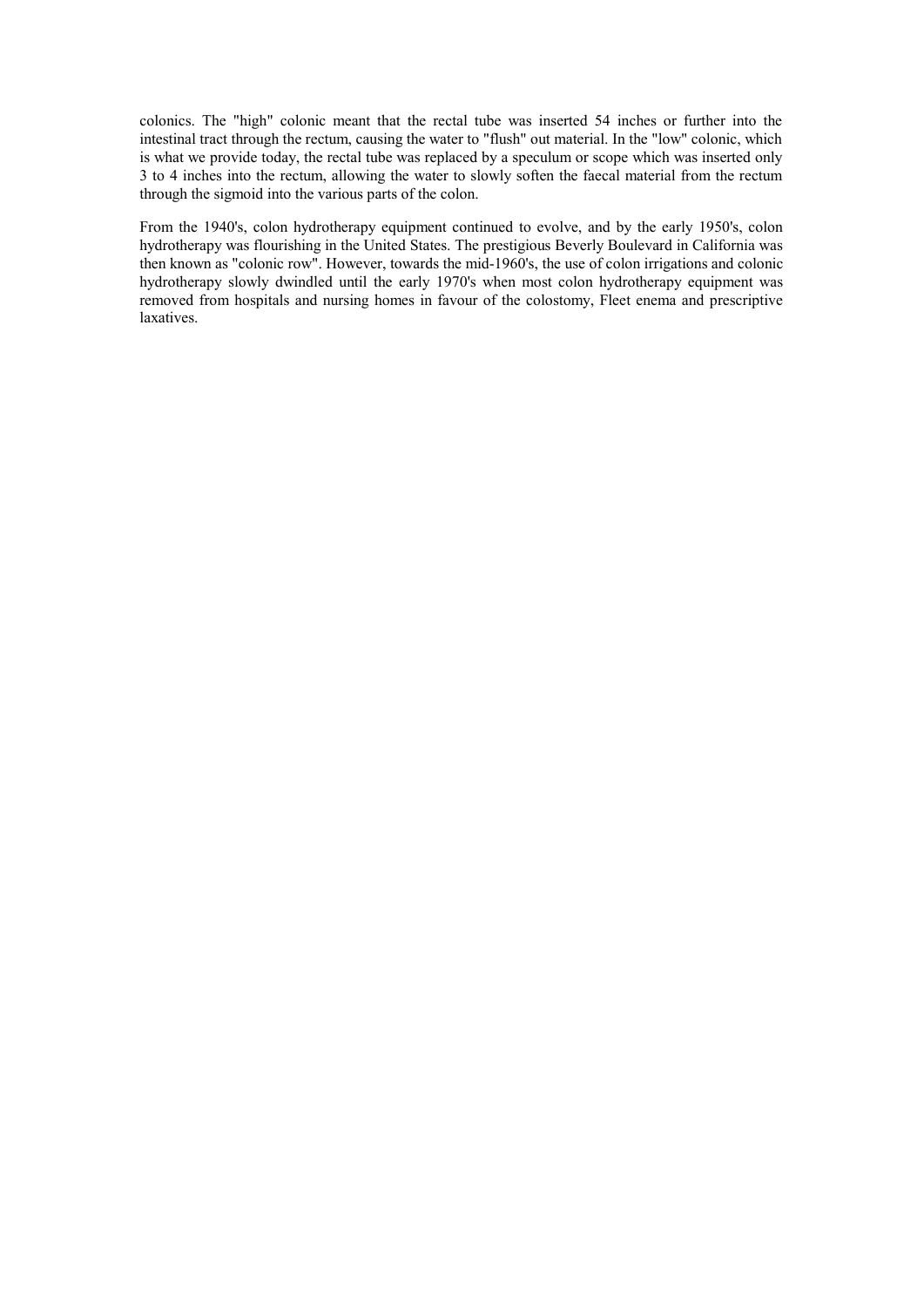colonics. The "high" colonic meant that the rectal tube was inserted 54 inches or further into the intestinal tract through the rectum, causing the water to "flush" out material. In the "low" colonic, which is what we provide today, the rectal tube was replaced by a speculum or scope which was inserted only 3 to 4 inches into the rectum, allowing the water to slowly soften the faecal material from the rectum through the sigmoid into the various parts of the colon.

From the 1940's, colon hydrotherapy equipment continued to evolve, and by the early 1950's, colon hydrotherapy was flourishing in the United States. The prestigious Beverly Boulevard in California was then known as "colonic row". However, towards the mid-1960's, the use of colon irrigations and colonic hydrotherapy slowly dwindled until the early 1970's when most colon hydrotherapy equipment was removed from hospitals and nursing homes in favour of the colostomy, Fleet enema and prescriptive laxatives.